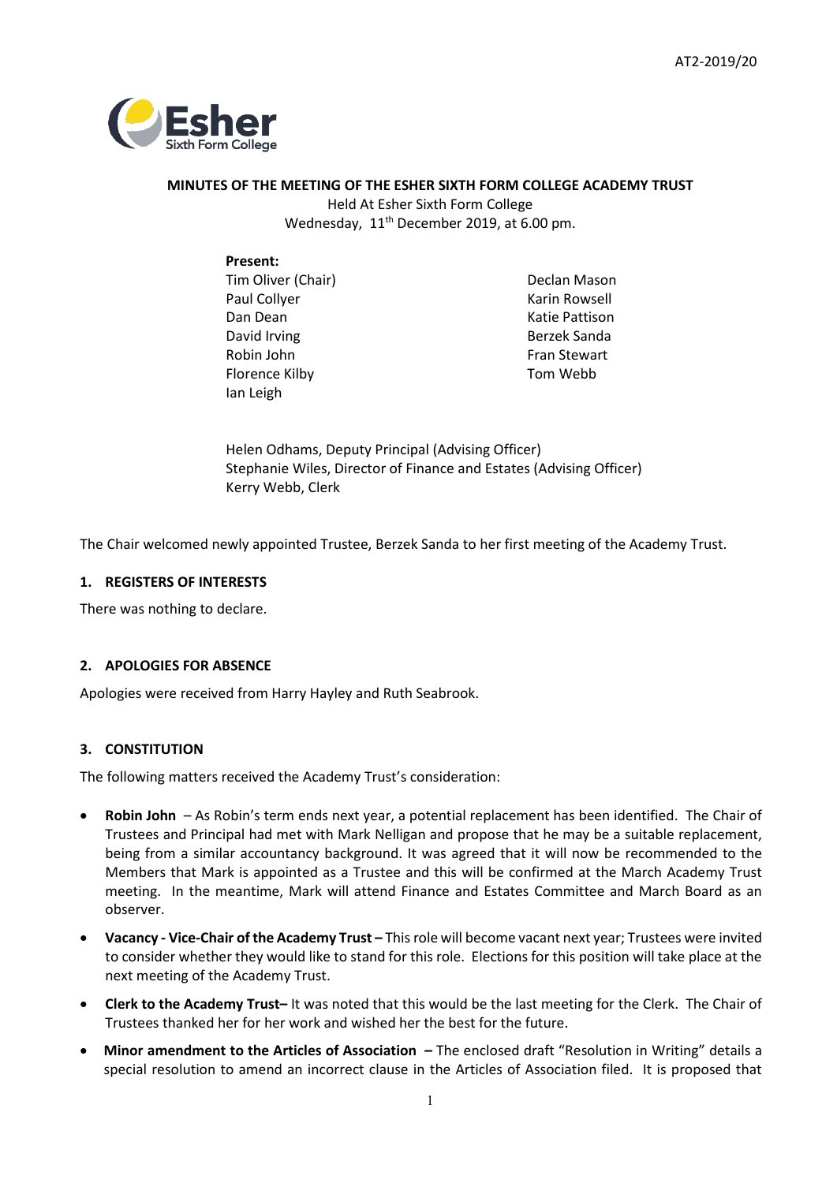AT2-2019/20

**MINUTES OF THE MEETING OF THE ESHER SIXTH FORM COLLEGE ACADEMY TRUST**

Held At Esher Sixth Form College
Wednesday, 11th December 2019, at 6.00 pm.

**Present:**

Tim Oliver (Chair)
Paul Collyer
Dan Dean
David Irving
Robin John
Florence Kilby
Ian Leigh
Declan Mason
Karin Rowsell
Katie Pattison
Berzek Sanda
Fran Stewart
Tom Webb

Helen Odhams, Deputy Principal (Advising Officer)
Stephanie Wiles, Director of Finance and Estates (Advising Officer)
Kerry Webb, Clerk

The Chair welcomed newly appointed Trustee, Berzek Sanda to her first meeting of the Academy Trust.

## 1. REGISTERS OF INTERESTS

There was nothing to declare.

## 2. APOLOGIES FOR ABSENCE

Apologies were received from Harry Hayley and Ruth Seabrook.

## 3. CONSTITUTION

The following matters received the Academy Trust's consideration:

- **Robin John** – As Robin's term ends next year, a potential replacement has been identified. The Chair of Trustees and Principal had met with Mark Nelligan and propose that he may be a suitable replacement, being from a similar accountancy background. It was agreed that it will now be recommended to the Members that Mark is appointed as a Trustee and this will be confirmed at the March Academy Trust meeting. In the meantime, Mark will attend Finance and Estates Committee and March Board as an observer.
- **Vacancy - Vice-Chair of the Academy Trust –** This role will become vacant next year; Trustees were invited to consider whether they would like to stand for this role. Elections for this position will take place at the next meeting of the Academy Trust.
- **Clerk to the Academy Trust–** It was noted that this would be the last meeting for the Clerk. The Chair of Trustees thanked her for her work and wished her the best for the future.
- **Minor amendment to the Articles of Association –** The enclosed draft "Resolution in Writing" details a special resolution to amend an incorrect clause in the Articles of Association filed. It is proposed that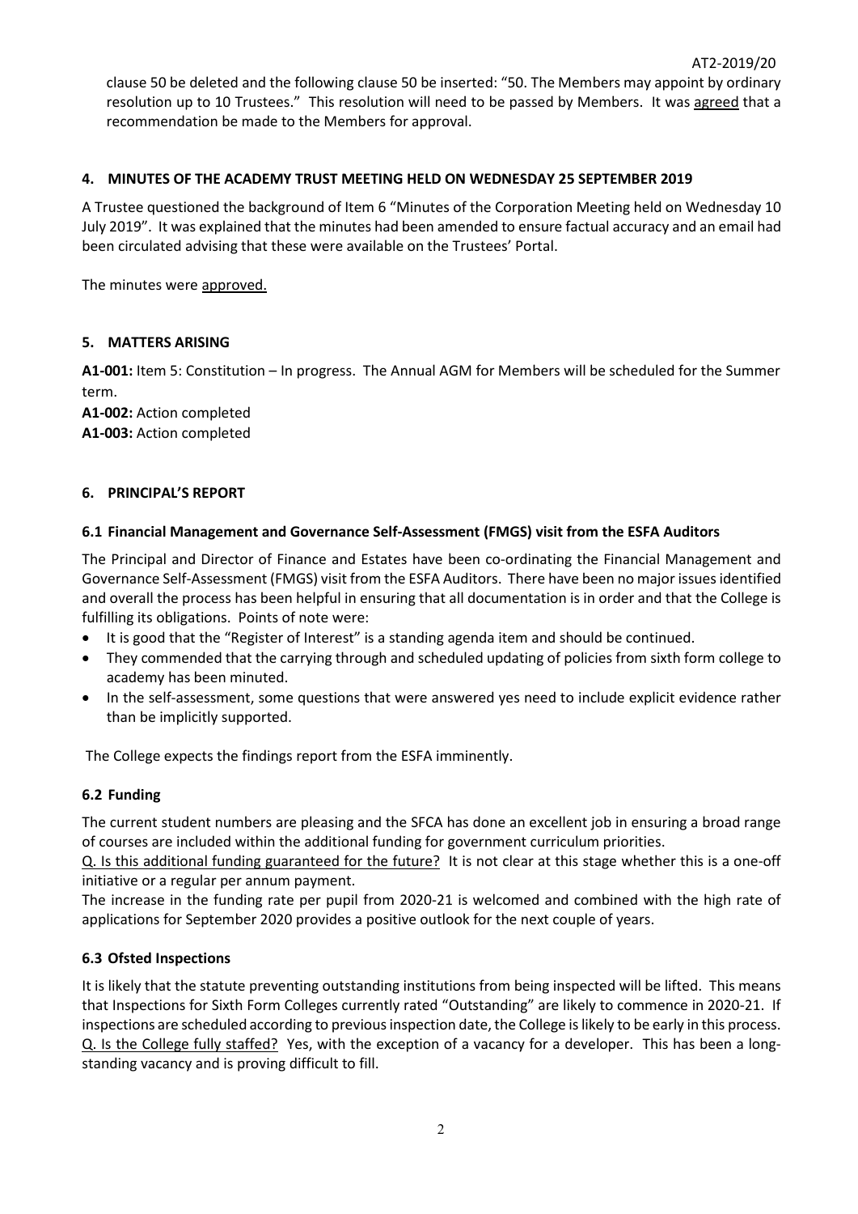clause 50 be deleted and the following clause 50 be inserted: "50. The Members may appoint by ordinary resolution up to 10 Trustees." This resolution will need to be passed by Members. It was agreed that a recommendation be made to the Members for approval.

## 4. MINUTES OF THE ACADEMY TRUST MEETING HELD ON WEDNESDAY 25 SEPTEMBER 2019

A Trustee questioned the background of Item 6 "Minutes of the Corporation Meeting held on Wednesday 10 July 2019". It was explained that the minutes had been amended to ensure factual accuracy and an email had been circulated advising that these were available on the Trustees' Portal.

The minutes were approved.

## 5. MATTERS ARISING

**A1-001:** Item 5: Constitution – In progress. The Annual AGM for Members will be scheduled for the Summer term.
**A1-002:** Action completed
**A1-003:** Action completed

## 6. PRINCIPAL'S REPORT

### 6.1 Financial Management and Governance Self-Assessment (FMGS) visit from the ESFA Auditors

The Principal and Director of Finance and Estates have been co-ordinating the Financial Management and Governance Self-Assessment (FMGS) visit from the ESFA Auditors. There have been no major issues identified and overall the process has been helpful in ensuring that all documentation is in order and that the College is fulfilling its obligations. Points of note were:

- It is good that the "Register of Interest" is a standing agenda item and should be continued.
- They commended that the carrying through and scheduled updating of policies from sixth form college to academy has been minuted.
- In the self-assessment, some questions that were answered yes need to include explicit evidence rather than be implicitly supported.

The College expects the findings report from the ESFA imminently.

### 6.2 Funding

The current student numbers are pleasing and the SFCA has done an excellent job in ensuring a broad range of courses are included within the additional funding for government curriculum priorities.
Q. Is this additional funding guaranteed for the future? It is not clear at this stage whether this is a one-off initiative or a regular per annum payment.
The increase in the funding rate per pupil from 2020-21 is welcomed and combined with the high rate of applications for September 2020 provides a positive outlook for the next couple of years.

### 6.3 Ofsted Inspections

It is likely that the statute preventing outstanding institutions from being inspected will be lifted. This means that Inspections for Sixth Form Colleges currently rated "Outstanding" are likely to commence in 2020-21. If inspections are scheduled according to previous inspection date, the College is likely to be early in this process.
Q. Is the College fully staffed? Yes, with the exception of a vacancy for a developer. This has been a long-standing vacancy and is proving difficult to fill.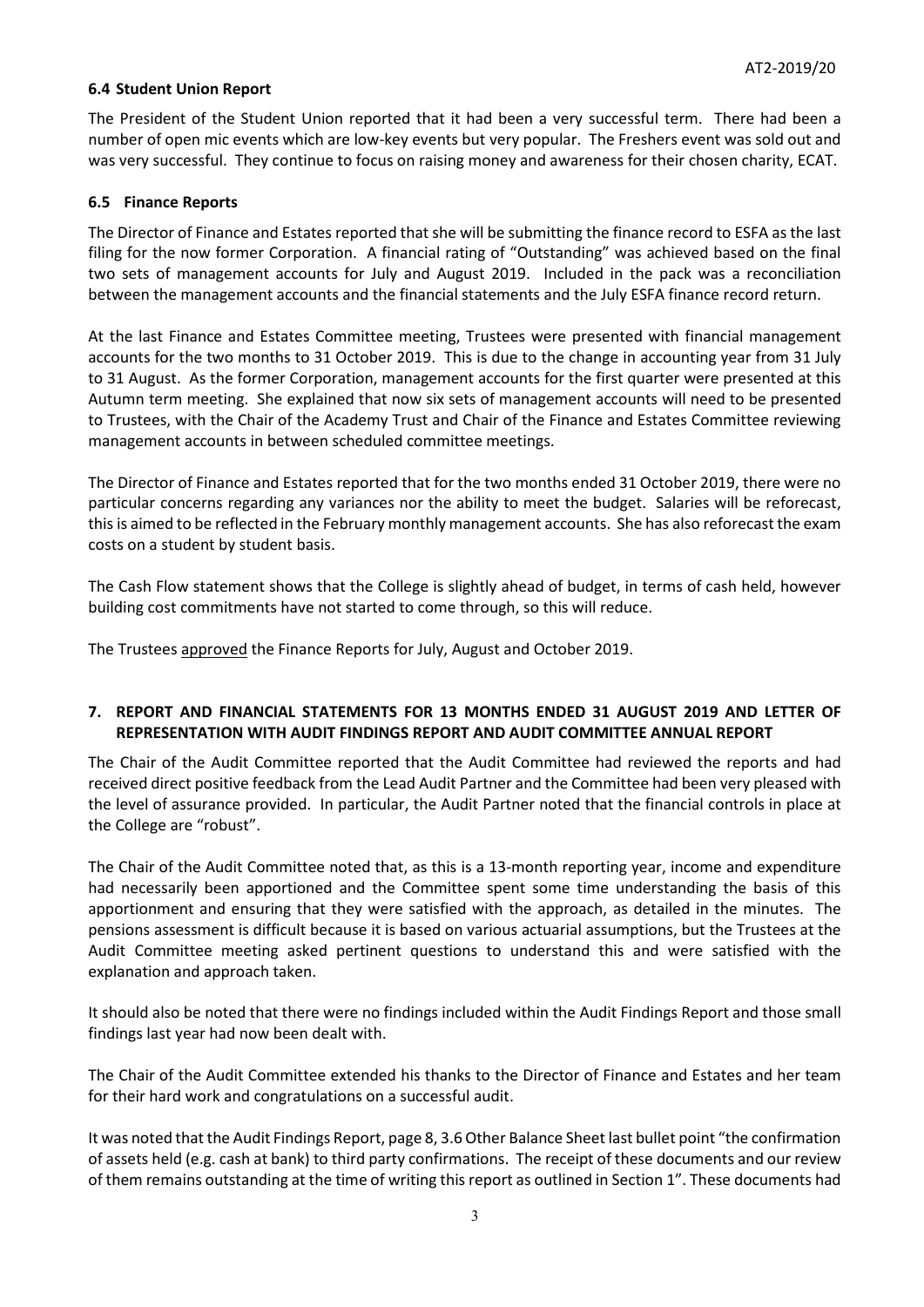### 6.4 Student Union Report

The President of the Student Union reported that it had been a very successful term. There had been a number of open mic events which are low-key events but very popular. The Freshers event was sold out and was very successful. They continue to focus on raising money and awareness for their chosen charity, ECAT.

### 6.5 Finance Reports

The Director of Finance and Estates reported that she will be submitting the finance record to ESFA as the last filing for the now former Corporation. A financial rating of "Outstanding" was achieved based on the final two sets of management accounts for July and August 2019. Included in the pack was a reconciliation between the management accounts and the financial statements and the July ESFA finance record return.

At the last Finance and Estates Committee meeting, Trustees were presented with financial management accounts for the two months to 31 October 2019. This is due to the change in accounting year from 31 July to 31 August. As the former Corporation, management accounts for the first quarter were presented at this Autumn term meeting. She explained that now six sets of management accounts will need to be presented to Trustees, with the Chair of the Academy Trust and Chair of the Finance and Estates Committee reviewing management accounts in between scheduled committee meetings.

The Director of Finance and Estates reported that for the two months ended 31 October 2019, there were no particular concerns regarding any variances nor the ability to meet the budget. Salaries will be reforecast, this is aimed to be reflected in the February monthly management accounts. She has also reforecast the exam costs on a student by student basis.

The Cash Flow statement shows that the College is slightly ahead of budget, in terms of cash held, however building cost commitments have not started to come through, so this will reduce.

The Trustees approved the Finance Reports for July, August and October 2019.

## 7. REPORT AND FINANCIAL STATEMENTS FOR 13 MONTHS ENDED 31 AUGUST 2019 AND LETTER OF REPRESENTATION WITH AUDIT FINDINGS REPORT AND AUDIT COMMITTEE ANNUAL REPORT

The Chair of the Audit Committee reported that the Audit Committee had reviewed the reports and had received direct positive feedback from the Lead Audit Partner and the Committee had been very pleased with the level of assurance provided. In particular, the Audit Partner noted that the financial controls in place at the College are "robust".

The Chair of the Audit Committee noted that, as this is a 13-month reporting year, income and expenditure had necessarily been apportioned and the Committee spent some time understanding the basis of this apportionment and ensuring that they were satisfied with the approach, as detailed in the minutes. The pensions assessment is difficult because it is based on various actuarial assumptions, but the Trustees at the Audit Committee meeting asked pertinent questions to understand this and were satisfied with the explanation and approach taken.

It should also be noted that there were no findings included within the Audit Findings Report and those small findings last year had now been dealt with.

The Chair of the Audit Committee extended his thanks to the Director of Finance and Estates and her team for their hard work and congratulations on a successful audit.

It was noted that the Audit Findings Report, page 8, 3.6 Other Balance Sheet last bullet point "the confirmation of assets held (e.g. cash at bank) to third party confirmations. The receipt of these documents and our review of them remains outstanding at the time of writing this report as outlined in Section 1". These documents had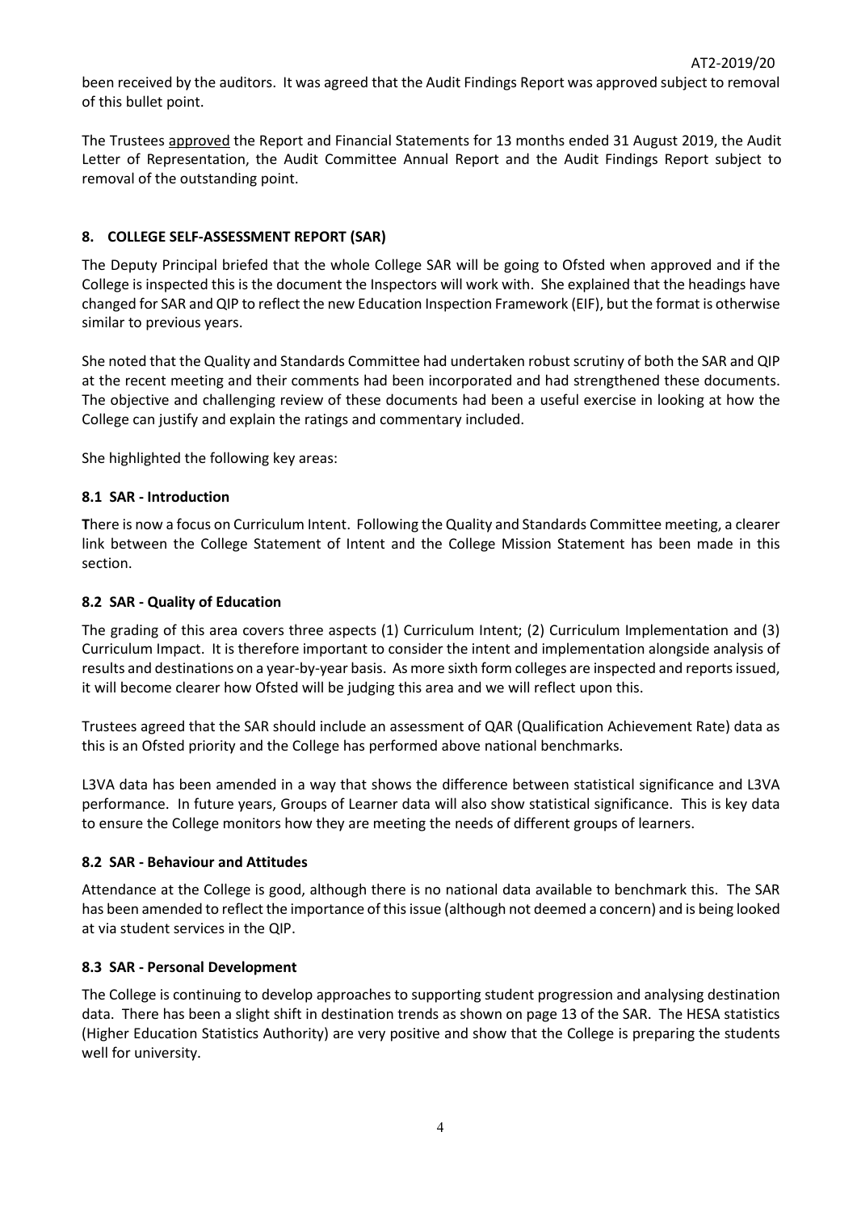been received by the auditors. It was agreed that the Audit Findings Report was approved subject to removal of this bullet point.

The Trustees approved the Report and Financial Statements for 13 months ended 31 August 2019, the Audit Letter of Representation, the Audit Committee Annual Report and the Audit Findings Report subject to removal of the outstanding point.

## 8. COLLEGE SELF-ASSESSMENT REPORT (SAR)

The Deputy Principal briefed that the whole College SAR will be going to Ofsted when approved and if the College is inspected this is the document the Inspectors will work with. She explained that the headings have changed for SAR and QIP to reflect the new Education Inspection Framework (EIF), but the format is otherwise similar to previous years.

She noted that the Quality and Standards Committee had undertaken robust scrutiny of both the SAR and QIP at the recent meeting and their comments had been incorporated and had strengthened these documents. The objective and challenging review of these documents had been a useful exercise in looking at how the College can justify and explain the ratings and commentary included.

She highlighted the following key areas:

### 8.1 SAR - Introduction

**T**here is now a focus on Curriculum Intent. Following the Quality and Standards Committee meeting, a clearer link between the College Statement of Intent and the College Mission Statement has been made in this section.

### 8.2 SAR - Quality of Education

The grading of this area covers three aspects (1) Curriculum Intent; (2) Curriculum Implementation and (3) Curriculum Impact. It is therefore important to consider the intent and implementation alongside analysis of results and destinations on a year-by-year basis. As more sixth form colleges are inspected and reports issued, it will become clearer how Ofsted will be judging this area and we will reflect upon this.

Trustees agreed that the SAR should include an assessment of QAR (Qualification Achievement Rate) data as this is an Ofsted priority and the College has performed above national benchmarks.

L3VA data has been amended in a way that shows the difference between statistical significance and L3VA performance. In future years, Groups of Learner data will also show statistical significance. This is key data to ensure the College monitors how they are meeting the needs of different groups of learners.

### 8.2 SAR - Behaviour and Attitudes

Attendance at the College is good, although there is no national data available to benchmark this. The SAR has been amended to reflect the importance of this issue (although not deemed a concern) and is being looked at via student services in the QIP.

### 8.3 SAR - Personal Development

The College is continuing to develop approaches to supporting student progression and analysing destination data. There has been a slight shift in destination trends as shown on page 13 of the SAR. The HESA statistics (Higher Education Statistics Authority) are very positive and show that the College is preparing the students well for university.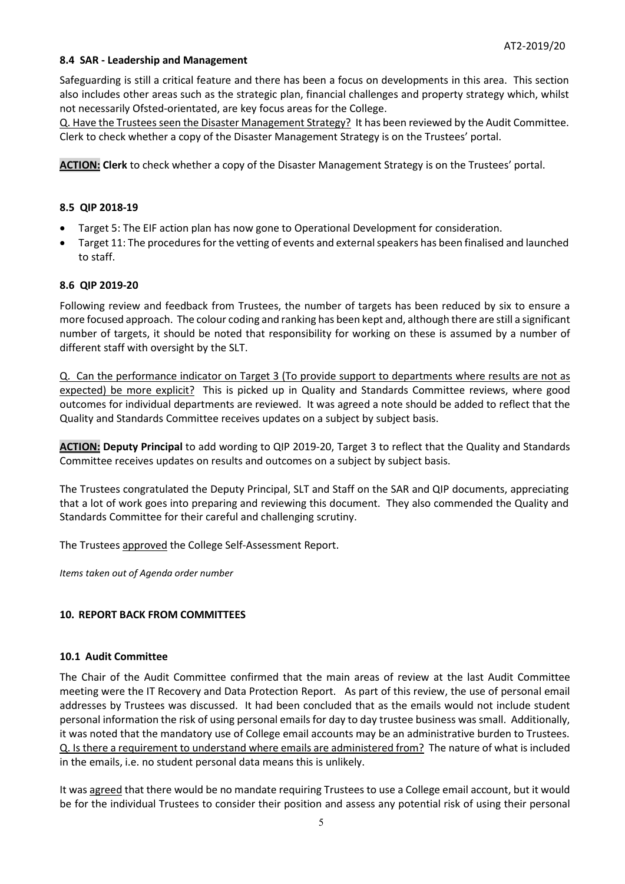### 8.4 SAR - Leadership and Management

Safeguarding is still a critical feature and there has been a focus on developments in this area. This section also includes other areas such as the strategic plan, financial challenges and property strategy which, whilst not necessarily Ofsted-orientated, are key focus areas for the College.

Q. Have the Trustees seen the Disaster Management Strategy? It has been reviewed by the Audit Committee. Clerk to check whether a copy of the Disaster Management Strategy is on the Trustees' portal.

**ACTION: Clerk** to check whether a copy of the Disaster Management Strategy is on the Trustees' portal.

### 8.5 QIP 2018-19

- Target 5: The EIF action plan has now gone to Operational Development for consideration.
- Target 11: The procedures for the vetting of events and external speakers has been finalised and launched to staff.

### 8.6 QIP 2019-20

Following review and feedback from Trustees, the number of targets has been reduced by six to ensure a more focused approach. The colour coding and ranking has been kept and, although there are still a significant number of targets, it should be noted that responsibility for working on these is assumed by a number of different staff with oversight by the SLT.

Q. Can the performance indicator on Target 3 (To provide support to departments where results are not as expected) be more explicit? This is picked up in Quality and Standards Committee reviews, where good outcomes for individual departments are reviewed. It was agreed a note should be added to reflect that the Quality and Standards Committee receives updates on a subject by subject basis.

**ACTION: Deputy Principal** to add wording to QIP 2019-20, Target 3 to reflect that the Quality and Standards Committee receives updates on results and outcomes on a subject by subject basis.

The Trustees congratulated the Deputy Principal, SLT and Staff on the SAR and QIP documents, appreciating that a lot of work goes into preparing and reviewing this document. They also commended the Quality and Standards Committee for their careful and challenging scrutiny.

The Trustees approved the College Self-Assessment Report.

*Items taken out of Agenda order number*

## 10. REPORT BACK FROM COMMITTEES

### 10.1 Audit Committee

The Chair of the Audit Committee confirmed that the main areas of review at the last Audit Committee meeting were the IT Recovery and Data Protection Report. As part of this review, the use of personal email addresses by Trustees was discussed. It had been concluded that as the emails would not include student personal information the risk of using personal emails for day to day trustee business was small. Additionally, it was noted that the mandatory use of College email accounts may be an administrative burden to Trustees. Q. Is there a requirement to understand where emails are administered from? The nature of what is included in the emails, i.e. no student personal data means this is unlikely.

It was agreed that there would be no mandate requiring Trustees to use a College email account, but it would be for the individual Trustees to consider their position and assess any potential risk of using their personal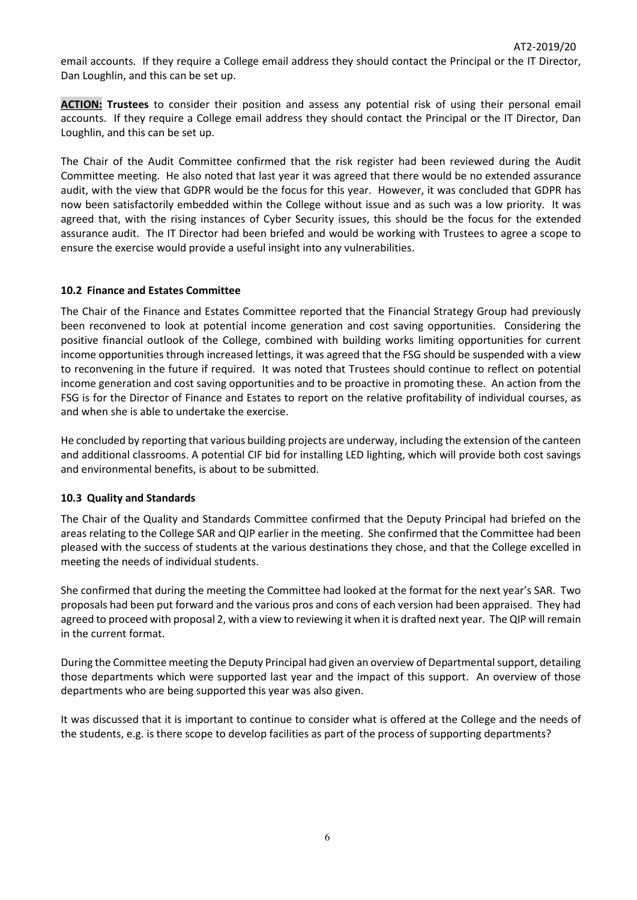email accounts. If they require a College email address they should contact the Principal or the IT Director, Dan Loughlin, and this can be set up.

**ACTION: Trustees** to consider their position and assess any potential risk of using their personal email accounts. If they require a College email address they should contact the Principal or the IT Director, Dan Loughlin, and this can be set up.

The Chair of the Audit Committee confirmed that the risk register had been reviewed during the Audit Committee meeting. He also noted that last year it was agreed that there would be no extended assurance audit, with the view that GDPR would be the focus for this year. However, it was concluded that GDPR has now been satisfactorily embedded within the College without issue and as such was a low priority. It was agreed that, with the rising instances of Cyber Security issues, this should be the focus for the extended assurance audit. The IT Director had been briefed and would be working with Trustees to agree a scope to ensure the exercise would provide a useful insight into any vulnerabilities.

### 10.2 Finance and Estates Committee

The Chair of the Finance and Estates Committee reported that the Financial Strategy Group had previously been reconvened to look at potential income generation and cost saving opportunities. Considering the positive financial outlook of the College, combined with building works limiting opportunities for current income opportunities through increased lettings, it was agreed that the FSG should be suspended with a view to reconvening in the future if required. It was noted that Trustees should continue to reflect on potential income generation and cost saving opportunities and to be proactive in promoting these. An action from the FSG is for the Director of Finance and Estates to report on the relative profitability of individual courses, as and when she is able to undertake the exercise.

He concluded by reporting that various building projects are underway, including the extension of the canteen and additional classrooms. A potential CIF bid for installing LED lighting, which will provide both cost savings and environmental benefits, is about to be submitted.

### 10.3 Quality and Standards

The Chair of the Quality and Standards Committee confirmed that the Deputy Principal had briefed on the areas relating to the College SAR and QIP earlier in the meeting. She confirmed that the Committee had been pleased with the success of students at the various destinations they chose, and that the College excelled in meeting the needs of individual students.

She confirmed that during the meeting the Committee had looked at the format for the next year's SAR. Two proposals had been put forward and the various pros and cons of each version had been appraised. They had agreed to proceed with proposal 2, with a view to reviewing it when it is drafted next year. The QIP will remain in the current format.

During the Committee meeting the Deputy Principal had given an overview of Departmental support, detailing those departments which were supported last year and the impact of this support. An overview of those departments who are being supported this year was also given.

It was discussed that it is important to continue to consider what is offered at the College and the needs of the students, e.g. is there scope to develop facilities as part of the process of supporting departments?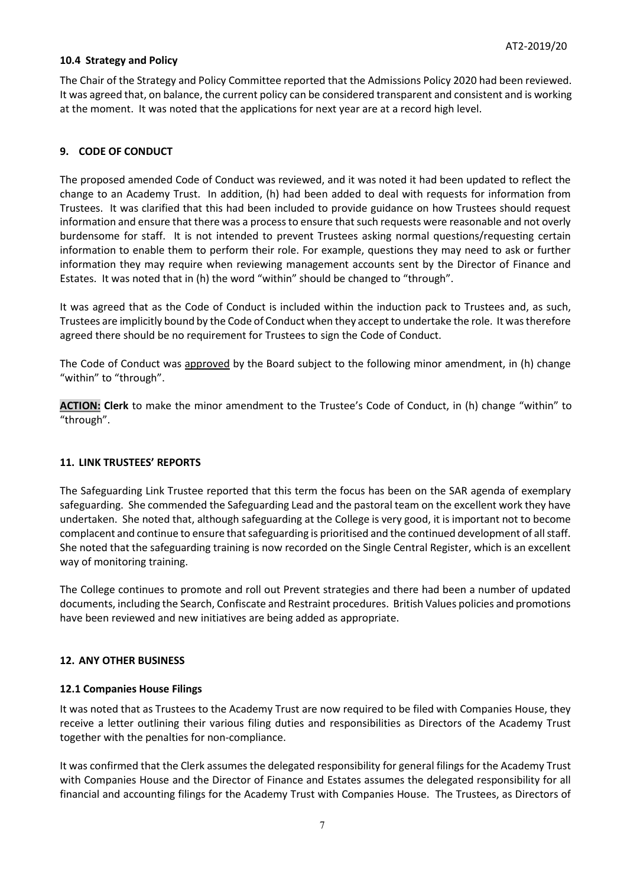### 10.4 Strategy and Policy

The Chair of the Strategy and Policy Committee reported that the Admissions Policy 2020 had been reviewed. It was agreed that, on balance, the current policy can be considered transparent and consistent and is working at the moment. It was noted that the applications for next year are at a record high level.

## 9. CODE OF CONDUCT

The proposed amended Code of Conduct was reviewed, and it was noted it had been updated to reflect the change to an Academy Trust. In addition, (h) had been added to deal with requests for information from Trustees. It was clarified that this had been included to provide guidance on how Trustees should request information and ensure that there was a process to ensure that such requests were reasonable and not overly burdensome for staff. It is not intended to prevent Trustees asking normal questions/requesting certain information to enable them to perform their role. For example, questions they may need to ask or further information they may require when reviewing management accounts sent by the Director of Finance and Estates. It was noted that in (h) the word "within" should be changed to "through".

It was agreed that as the Code of Conduct is included within the induction pack to Trustees and, as such, Trustees are implicitly bound by the Code of Conduct when they accept to undertake the role. It was therefore agreed there should be no requirement for Trustees to sign the Code of Conduct.

The Code of Conduct was approved by the Board subject to the following minor amendment, in (h) change "within" to "through".

**ACTION: Clerk** to make the minor amendment to the Trustee's Code of Conduct, in (h) change "within" to "through".

## 11. LINK TRUSTEES' REPORTS

The Safeguarding Link Trustee reported that this term the focus has been on the SAR agenda of exemplary safeguarding. She commended the Safeguarding Lead and the pastoral team on the excellent work they have undertaken. She noted that, although safeguarding at the College is very good, it is important not to become complacent and continue to ensure that safeguarding is prioritised and the continued development of all staff. She noted that the safeguarding training is now recorded on the Single Central Register, which is an excellent way of monitoring training.

The College continues to promote and roll out Prevent strategies and there had been a number of updated documents, including the Search, Confiscate and Restraint procedures. British Values policies and promotions have been reviewed and new initiatives are being added as appropriate.

## 12. ANY OTHER BUSINESS

### 12.1 Companies House Filings

It was noted that as Trustees to the Academy Trust are now required to be filed with Companies House, they receive a letter outlining their various filing duties and responsibilities as Directors of the Academy Trust together with the penalties for non-compliance.

It was confirmed that the Clerk assumes the delegated responsibility for general filings for the Academy Trust with Companies House and the Director of Finance and Estates assumes the delegated responsibility for all financial and accounting filings for the Academy Trust with Companies House. The Trustees, as Directors of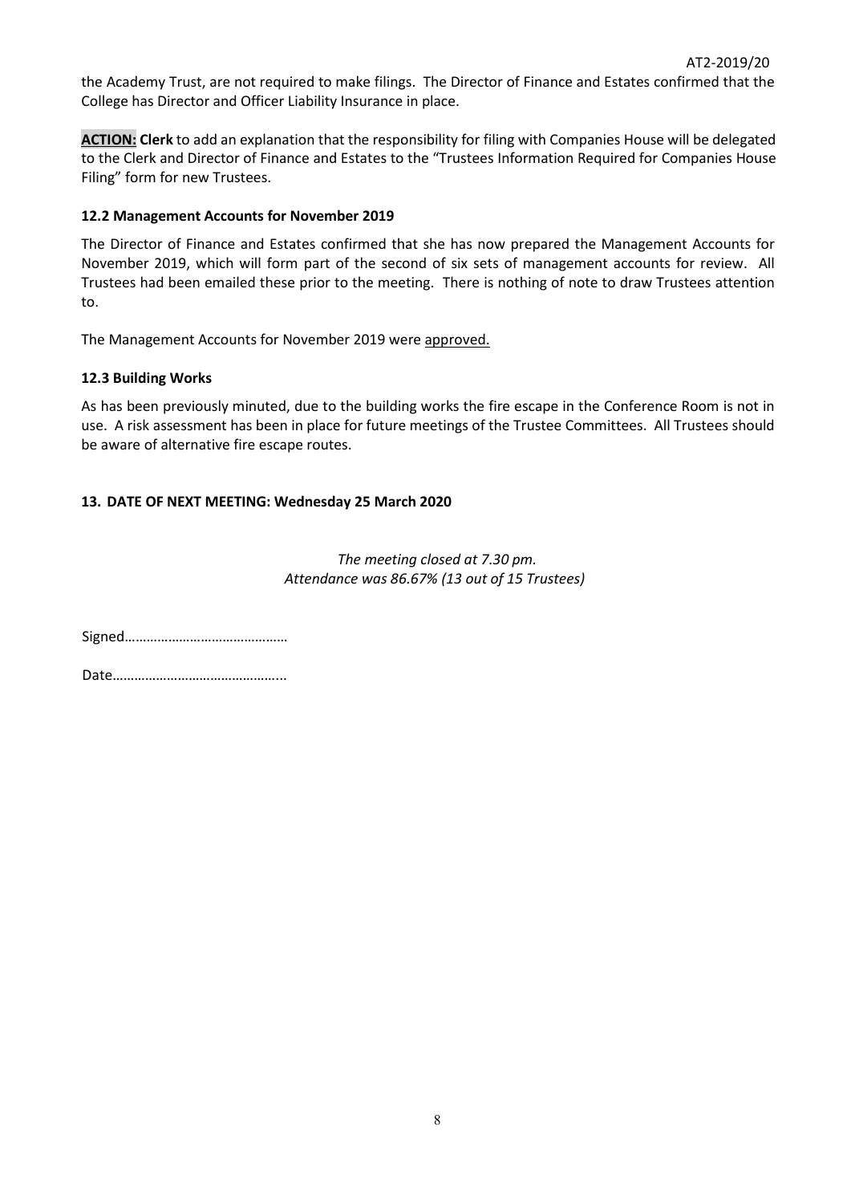the Academy Trust, are not required to make filings. The Director of Finance and Estates confirmed that the College has Director and Officer Liability Insurance in place.

**ACTION: Clerk** to add an explanation that the responsibility for filing with Companies House will be delegated to the Clerk and Director of Finance and Estates to the "Trustees Information Required for Companies House Filing" form for new Trustees.

### 12.2 Management Accounts for November 2019

The Director of Finance and Estates confirmed that she has now prepared the Management Accounts for November 2019, which will form part of the second of six sets of management accounts for review. All Trustees had been emailed these prior to the meeting. There is nothing of note to draw Trustees attention to.

The Management Accounts for November 2019 were approved.

### 12.3 Building Works

As has been previously minuted, due to the building works the fire escape in the Conference Room is not in use. A risk assessment has been in place for future meetings of the Trustee Committees. All Trustees should be aware of alternative fire escape routes.

## 13. DATE OF NEXT MEETING: Wednesday 25 March 2020

*The meeting closed at 7.30 pm.*
*Attendance was 86.67% (13 out of 15 Trustees)*

Signed……………………………………

Date………………………………………..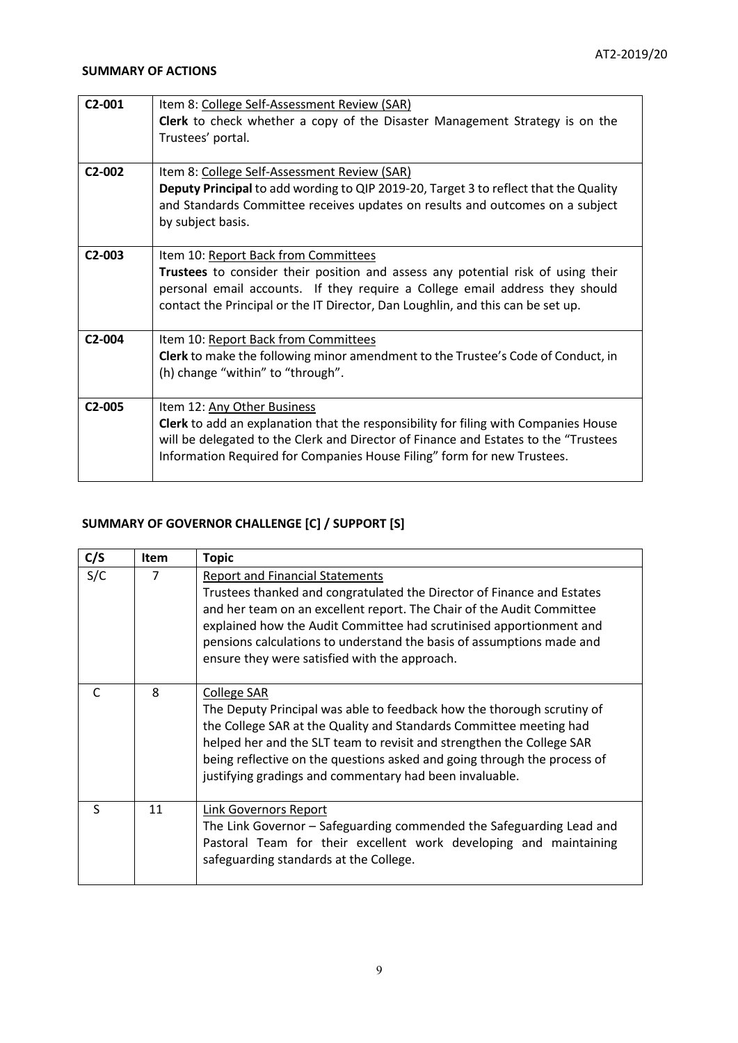## SUMMARY OF ACTIONS

| | |
|---|---|
| **C2-001** | Item 8: College Self-Assessment Review (SAR)<br>**Clerk** to check whether a copy of the Disaster Management Strategy is on the Trustees' portal. |
| **C2-002** | Item 8: College Self-Assessment Review (SAR)<br>**Deputy Principal** to add wording to QIP 2019-20, Target 3 to reflect that the Quality and Standards Committee receives updates on results and outcomes on a subject by subject basis. |
| **C2-003** | Item 10: Report Back from Committees<br>**Trustees** to consider their position and assess any potential risk of using their personal email accounts. If they require a College email address they should contact the Principal or the IT Director, Dan Loughlin, and this can be set up. |
| **C2-004** | Item 10: Report Back from Committees<br>**Clerk** to make the following minor amendment to the Trustee's Code of Conduct, in (h) change "within" to "through". |
| **C2-005** | Item 12: Any Other Business<br>**Clerk** to add an explanation that the responsibility for filing with Companies House will be delegated to the Clerk and Director of Finance and Estates to the "Trustees Information Required for Companies House Filing" form for new Trustees. |

## SUMMARY OF GOVERNOR CHALLENGE [C] / SUPPORT [S]

| C/S | Item | Topic |
|---|---|---|
| S/C | 7 | Report and Financial Statements<br>Trustees thanked and congratulated the Director of Finance and Estates and her team on an excellent report. The Chair of the Audit Committee explained how the Audit Committee had scrutinised apportionment and pensions calculations to understand the basis of assumptions made and ensure they were satisfied with the approach. |
| C | 8 | College SAR<br>The Deputy Principal was able to feedback how the thorough scrutiny of the College SAR at the Quality and Standards Committee meeting had helped her and the SLT team to revisit and strengthen the College SAR being reflective on the questions asked and going through the process of justifying gradings and commentary had been invaluable. |
| S | 11 | Link Governors Report<br>The Link Governor – Safeguarding commended the Safeguarding Lead and Pastoral Team for their excellent work developing and maintaining safeguarding standards at the College. |